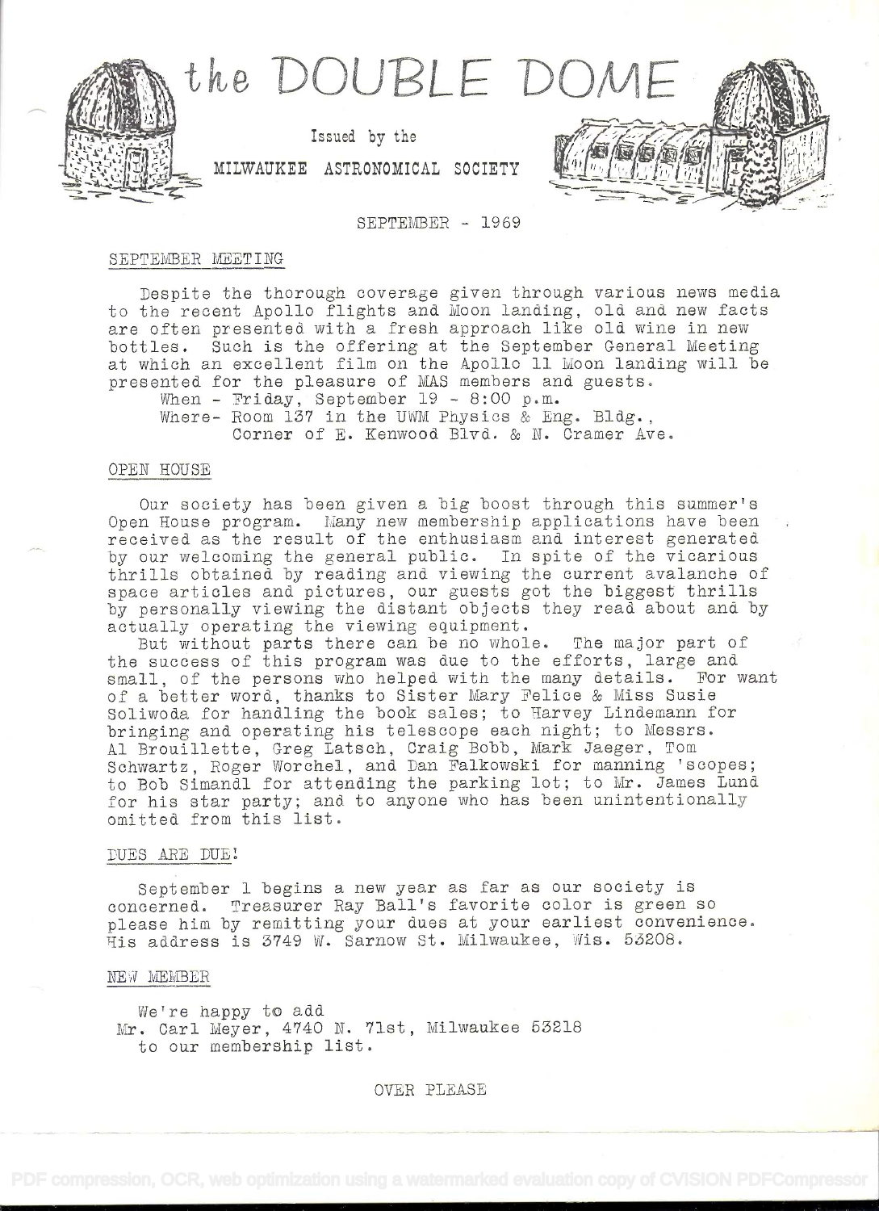# the DOUBLE DOME

Issued by the

MILWAUKEE ASTRONOMICAL SOCIETY

SEPTEMBER - 1969

## SEPTEMBER MEETING

Despite the thorough coverage given through various news media to the recent Apollo flights and Moon landing, old and new facts are often presented with a fresh approach like old wine in new bottles. Such is the offering at the September General Meeting at which an excellent film on the Apollo 11 Moon landing will be presented for the pleasure of MAS members and guests.

When - Friday, September 19 - 8:00 p.m.
Where- Room 137 in the UWM Physics & Eng. Bldg.,
Corner of E. Kenwood Blvd. & N. Cramer Ave.

## OPEN HOUSE

Our society has been given a big boost through this summer's Open House program. Many new membership applications have been received as the result of the enthusiasm and interest generated by our welcoming the general public. In spite of the vicarious thrills obtained by reading and viewing the current avalanche of space articles and pictures, our guests got the biggest thrills by personally viewing the distant objects they read about and by actually operating the viewing equipment.

But without parts there can be no whole. The major part of the success of this program was due to the efforts, large and small, of the persons who helped with the many details. For want of a better word, thanks to Sister Mary Felice & Miss Susie Soliwoda for handling the book sales; to Harvey Lindemann for bringing and operating his telescope each night; to Messrs. Al Brouillette, Greg Latsch, Craig Bobb, Mark Jaeger, Tom Schwartz, Roger Worchel, and Dan Falkowski for manning 'scopes; to Bob Simandl for attending the parking lot; to Mr. James Lund for his star party; and to anyone who has been unintentionally omitted from this list.

## DUES ARE DUE!

September 1 begins a new year as far as our society is concerned. Treasurer Ray Ball's favorite color is green so please him by remitting your dues at your earliest convenience. His address is 3749 W. Sarnow St. Milwaukee, Wis. 53208.

## NEW MEMBER

We're happy to add
Mr. Carl Meyer, 4740 N. 71st, Milwaukee 53218
to our membership list.

OVER PLEASE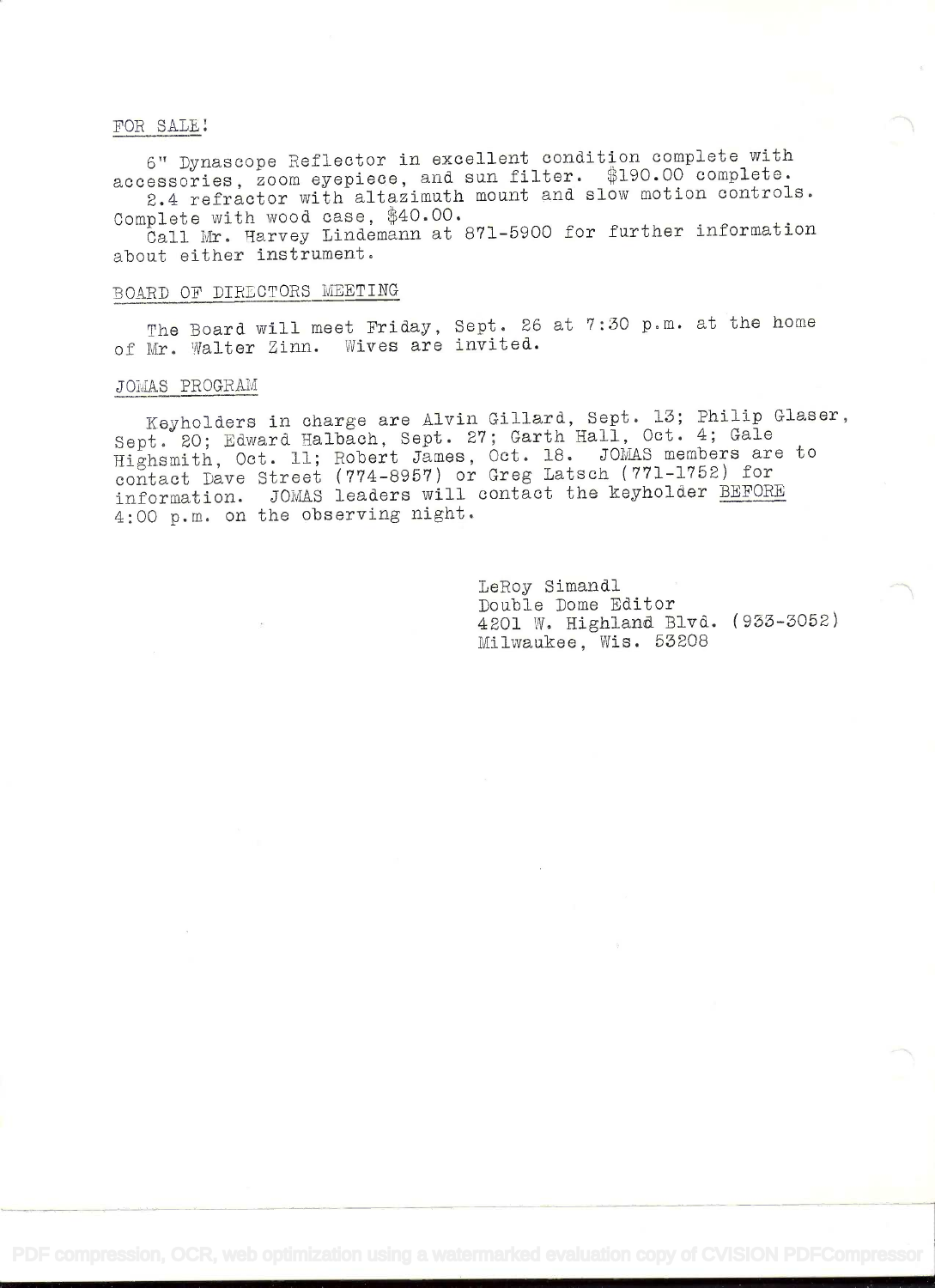## FOR SALE!

6" Dynascope Reflector in excellent condition complete with accessories, zoom eyepiece, and sun filter. $190.00 complete.

2.4 refractor with altazimuth mount and slow motion controls. Complete with wood case, $40.00.

Call Mr. Harvey Lindemann at 871-5900 for further information about either instrument.

## BOARD OF DIRECTORS MEETING

The Board will meet Friday, Sept. 26 at 7:30 p.m. at the home of Mr. Walter Zinn. Wives are invited.

## JOMAS PROGRAM

Keyholders in charge are Alvin Gillard, Sept. 13; Philip Glaser, Sept. 20; Edward Halbach, Sept. 27; Garth Hall, Oct. 4; Gale Highsmith, Oct. 11; Robert James, Oct. 18. JOMAS members are to contact Dave Street (774-8957) or Greg Latsch (771-1752) for information. JOMAS leaders will contact the keyholder BEFORE 4:00 p.m. on the observing night.

LeRoy Simandl
Double Dome Editor
4201 W. Highland Blvd. (933-3052)
Milwaukee, Wis. 53208